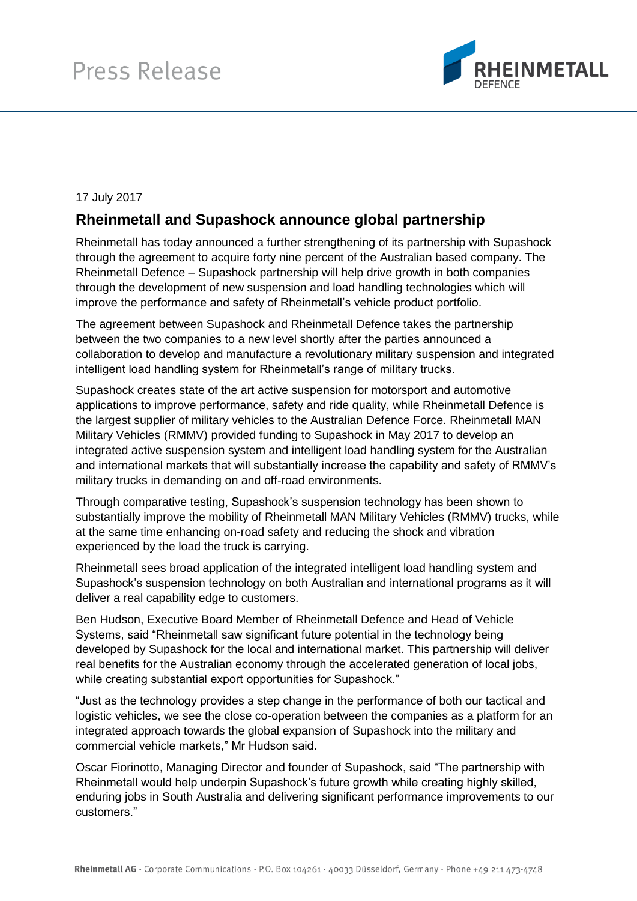Press Release

17 July 2017

## Rheinmetall and Supashock announce global partnership

Rheinmetall has today announced a further strengthening of its partnership with Supashock through the agreement to acquire forty nine percent of the Australian based company. The Rheinmetall Defence – Supashock partnership will help drive growth in both companies through the development of new suspension and load handling technologies which will improve the performance and safety of Rheinmetall's vehicle product portfolio.

The agreement between Supashock and Rheinmetall Defence takes the partnership between the two companies to a new level shortly after the parties announced a collaboration to develop and manufacture a revolutionary military suspension and integrated intelligent load handling system for Rheinmetall's range of military trucks.

Supashock creates state of the art active suspension for motorsport and automotive applications to improve performance, safety and ride quality, while Rheinmetall Defence is the largest supplier of military vehicles to the Australian Defence Force. Rheinmetall MAN Military Vehicles (RMMV) provided funding to Supashock in May 2017 to develop an integrated active suspension system and intelligent load handling system for the Australian and international markets that will substantially increase the capability and safety of RMMV's military trucks in demanding on and off-road environments.

Through comparative testing, Supashock's suspension technology has been shown to substantially improve the mobility of Rheinmetall MAN Military Vehicles (RMMV) trucks, while at the same time enhancing on-road safety and reducing the shock and vibration experienced by the load the truck is carrying.

Rheinmetall sees broad application of the integrated intelligent load handling system and Supashock's suspension technology on both Australian and international programs as it will deliver a real capability edge to customers.

Ben Hudson, Executive Board Member of Rheinmetall Defence and Head of Vehicle Systems, said "Rheinmetall saw significant future potential in the technology being developed by Supashock for the local and international market. This partnership will deliver real benefits for the Australian economy through the accelerated generation of local jobs, while creating substantial export opportunities for Supashock."

"Just as the technology provides a step change in the performance of both our tactical and logistic vehicles, we see the close co-operation between the companies as a platform for an integrated approach towards the global expansion of Supashock into the military and commercial vehicle markets," Mr Hudson said.

Oscar Fiorinotto, Managing Director and founder of Supashock, said "The partnership with Rheinmetall would help underpin Supashock's future growth while creating highly skilled, enduring jobs in South Australia and delivering significant performance improvements to our customers."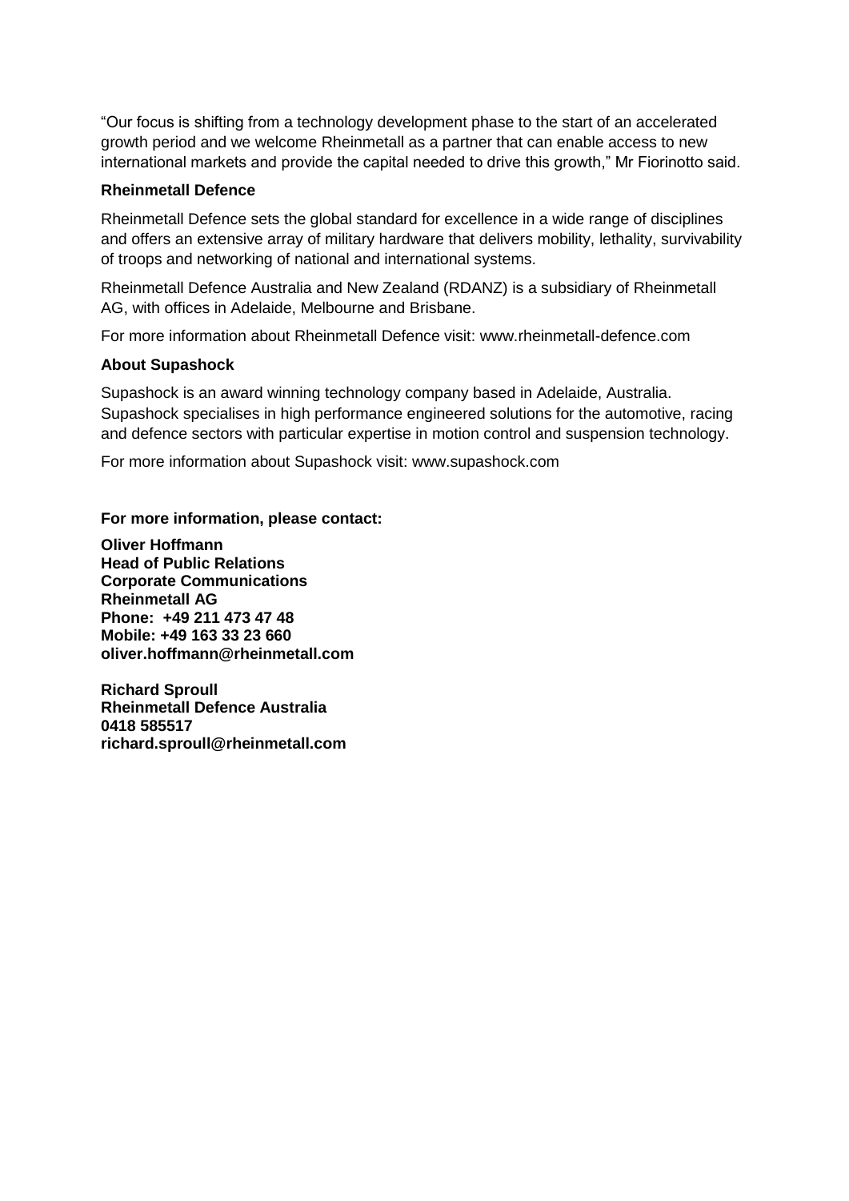"Our focus is shifting from a technology development phase to the start of an accelerated growth period and we welcome Rheinmetall as a partner that can enable access to new international markets and provide the capital needed to drive this growth," Mr Fiorinotto said.

**Rheinmetall Defence**

Rheinmetall Defence sets the global standard for excellence in a wide range of disciplines and offers an extensive array of military hardware that delivers mobility, lethality, survivability of troops and networking of national and international systems.

Rheinmetall Defence Australia and New Zealand (RDANZ) is a subsidiary of Rheinmetall AG, with offices in Adelaide, Melbourne and Brisbane.

For more information about Rheinmetall Defence visit: www.rheinmetall-defence.com

**About Supashock**

Supashock is an award winning technology company based in Adelaide, Australia. Supashock specialises in high performance engineered solutions for the automotive, racing and defence sectors with particular expertise in motion control and suspension technology.

For more information about Supashock visit: www.supashock.com

**For more information, please contact:**

**Oliver Hoffmann**
**Head of Public Relations**
**Corporate Communications**
**Rheinmetall AG**
**Phone: +49 211 473 47 48**
**Mobile: +49 163 33 23 660**
**oliver.hoffmann@rheinmetall.com**

**Richard Sproull**
**Rheinmetall Defence Australia**
**0418 585517**
**richard.sproull@rheinmetall.com**